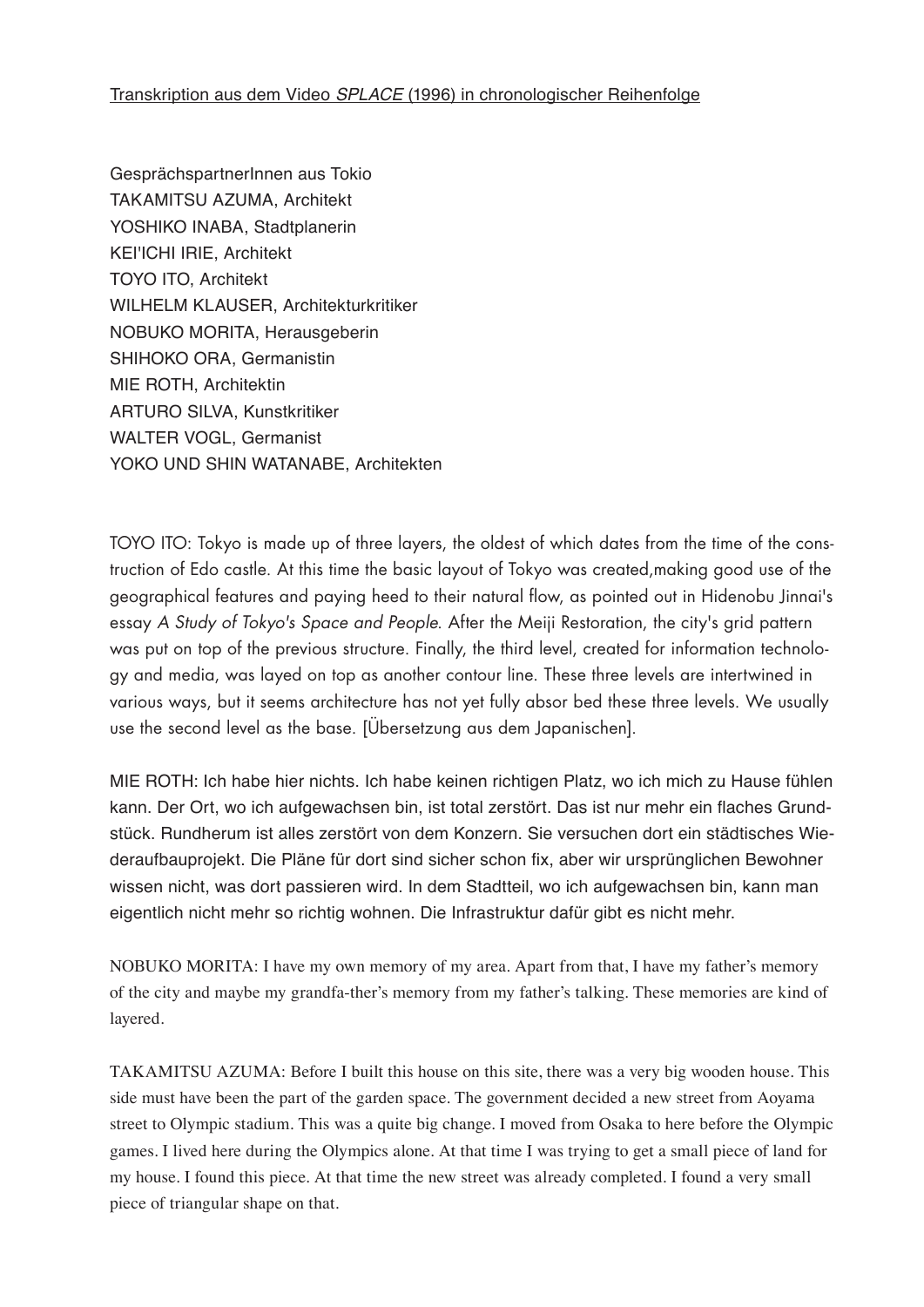<u>Transkription aus dem Video *SPLACE* (1996) in chronologischer Reihenfolge</u>

GesprächspartnerInnen aus Tokio
TAKAMITSU AZUMA, Architekt
YOSHIKO INABA, Stadtplanerin
KEI'ICHI IRIE, Architekt
TOYO ITO, Architekt
WILHELM KLAUSER, Architekturkritiker
NOBUKO MORITA, Herausgeberin
SHIHOKO ORA, Germanistin
MIE ROTH, Architektin
ARTURO SILVA, Kunstkritiker
WALTER VOGL, Germanist
YOKO UND SHIN WATANABE, Architekten

TOYO ITO: Tokyo is made up of three layers, the oldest of which dates from the time of the construction of Edo castle. At this time the basic layout of Tokyo was created,making good use of the geographical features and paying heed to their natural flow, as pointed out in Hidenobu Jinnai's essay *A Study of Tokyo's Space and People*. After the Meiji Restoration, the city's grid pattern was put on top of the previous structure. Finally, the third level, created for information technology and media, was layed on top as another contour line. These three levels are intertwined in various ways, but it seems architecture has not yet fully absor bed these three levels. We usually use the second level as the base. [Übersetzung aus dem Japanischen].

MIE ROTH: Ich habe hier nichts. Ich habe keinen richtigen Platz, wo ich mich zu Hause fühlen kann. Der Ort, wo ich aufgewachsen bin, ist total zerstört. Das ist nur mehr ein flaches Grundstück. Rundherum ist alles zerstört von dem Konzern. Sie versuchen dort ein städtisches Wiederaufbauprojekt. Die Pläne für dort sind sicher schon fix, aber wir ursprünglichen Bewohner wissen nicht, was dort passieren wird. In dem Stadtteil, wo ich aufgewachsen bin, kann man eigentlich nicht mehr so richtig wohnen. Die Infrastruktur dafür gibt es nicht mehr.

NOBUKO MORITA: I have my own memory of my area. Apart from that, I have my father's memory of the city and maybe my grandfa-ther's memory from my father's talking. These memories are kind of layered.

TAKAMITSU AZUMA: Before I built this house on this site, there was a very big wooden house. This side must have been the part of the garden space. The government decided a new street from Aoyama street to Olympic stadium. This was a quite big change. I moved from Osaka to here before the Olympic games. I lived here during the Olympics alone. At that time I was trying to get a small piece of land for my house. I found this piece. At that time the new street was already completed. I found a very small piece of triangular shape on that.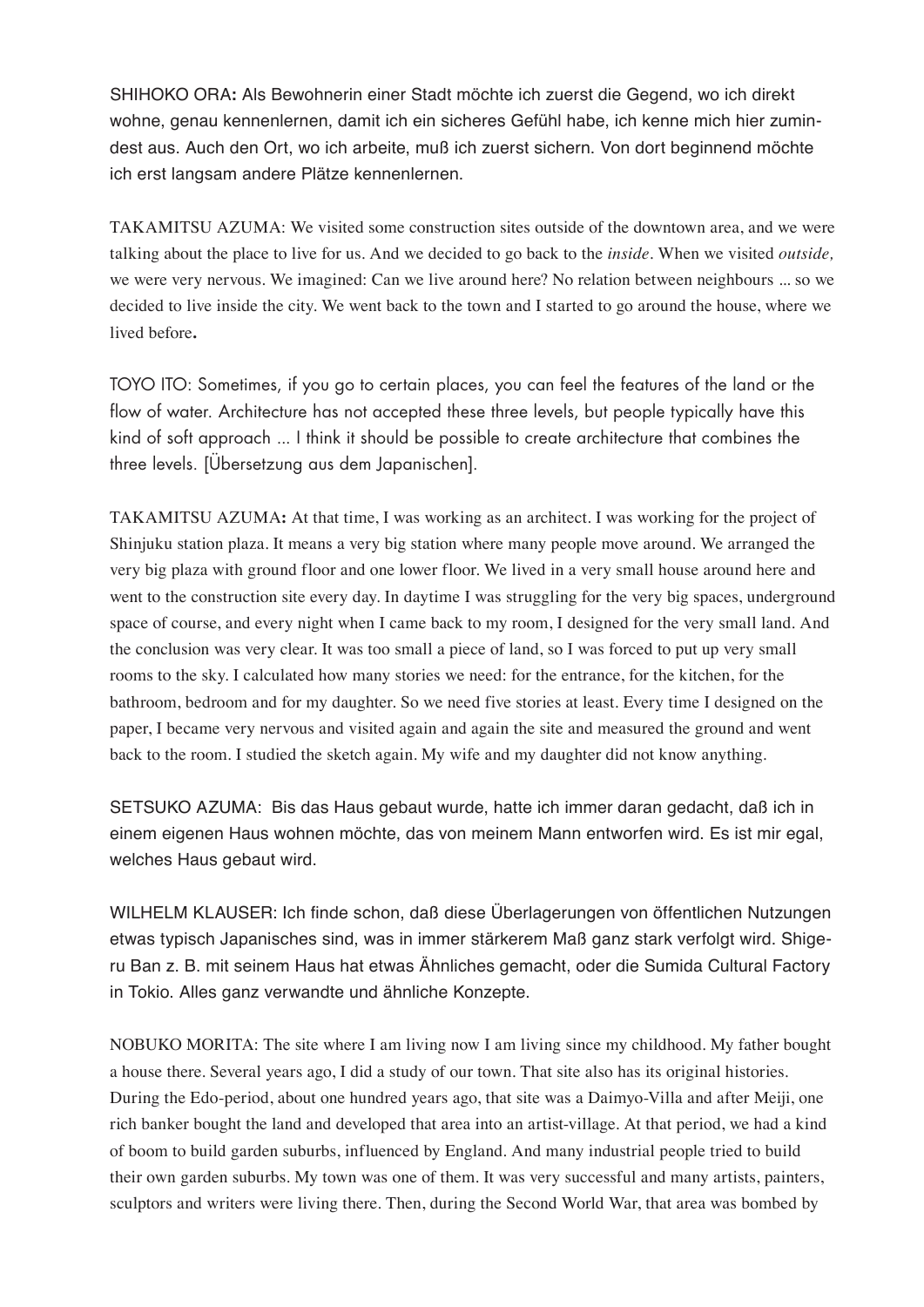SHIHOKO ORA**:** Als Bewohnerin einer Stadt möchte ich zuerst die Gegend, wo ich direkt wohne, genau kennenlernen, damit ich ein sicheres Gefühl habe, ich kenne mich hier zumindest aus. Auch den Ort, wo ich arbeite, muß ich zuerst sichern. Von dort beginnend möchte ich erst langsam andere Plätze kennenlernen.

TAKAMITSU AZUMA: We visited some construction sites outside of the downtown area, and we were talking about the place to live for us. And we decided to go back to the *inside*. When we visited *outside,* we were very nervous. We imagined: Can we live around here? No relation between neighbours ... so we decided to live inside the city. We went back to the town and I started to go around the house, where we lived before**.**

TOYO ITO: Sometimes, if you go to certain places, you can feel the features of the land or the flow of water. Architecture has not accepted these three levels, but people typically have this kind of soft approach ... I think it should be possible to create architecture that combines the three levels. [Übersetzung aus dem Japanischen].

TAKAMITSU AZUMA**:** At that time, I was working as an architect. I was working for the project of Shinjuku station plaza. It means a very big station where many people move around. We arranged the very big plaza with ground floor and one lower floor. We lived in a very small house around here and went to the construction site every day. In daytime I was struggling for the very big spaces, underground space of course, and every night when I came back to my room, I designed for the very small land. And the conclusion was very clear. It was too small a piece of land, so I was forced to put up very small rooms to the sky. I calculated how many stories we need: for the entrance, for the kitchen, for the bathroom, bedroom and for my daughter. So we need five stories at least. Every time I designed on the paper, I became very nervous and visited again and again the site and measured the ground and went back to the room. I studied the sketch again. My wife and my daughter did not know anything.

SETSUKO AZUMA: Bis das Haus gebaut wurde, hatte ich immer daran gedacht, daß ich in einem eigenen Haus wohnen möchte, das von meinem Mann entworfen wird. Es ist mir egal, welches Haus gebaut wird.

WILHELM KLAUSER: Ich finde schon, daß diese Überlagerungen von öffentlichen Nutzungen etwas typisch Japanisches sind, was in immer stärkerem Maß ganz stark verfolgt wird. Shigeru Ban z. B. mit seinem Haus hat etwas Ähnliches gemacht, oder die Sumida Cultural Factory in Tokio. Alles ganz verwandte und ähnliche Konzepte.

NOBUKO MORITA: The site where I am living now I am living since my childhood. My father bought a house there. Several years ago, I did a study of our town. That site also has its original histories. During the Edo-period, about one hundred years ago, that site was a Daimyo-Villa and after Meiji, one rich banker bought the land and developed that area into an artist-village. At that period, we had a kind of boom to build garden suburbs, influenced by England. And many industrial people tried to build their own garden suburbs. My town was one of them. It was very successful and many artists, painters, sculptors and writers were living there. Then, during the Second World War, that area was bombed by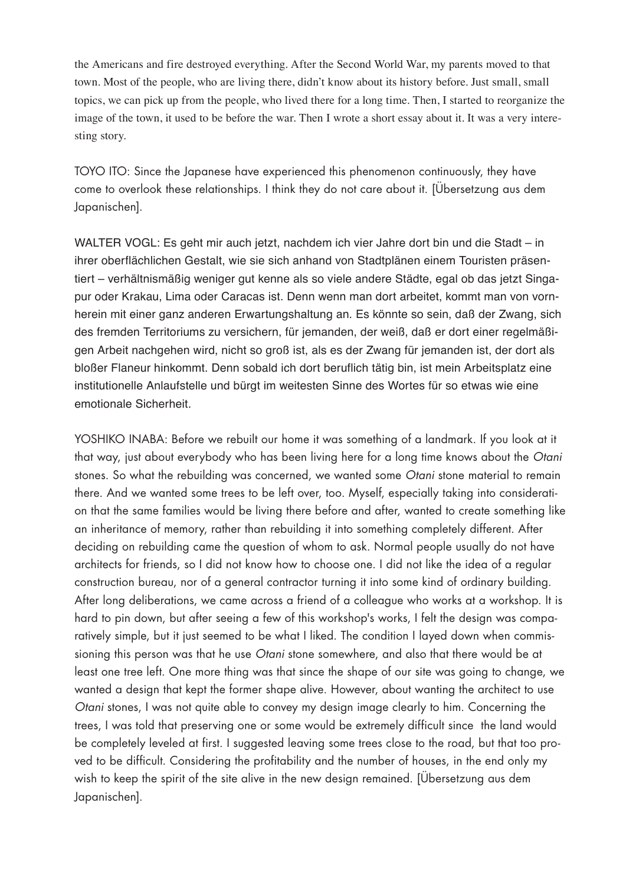the Americans and fire destroyed everything. After the Second World War, my parents moved to that town. Most of the people, who are living there, didn't know about its history before. Just small, small topics, we can pick up from the people, who lived there for a long time. Then, I started to reorganize the image of the town, it used to be before the war. Then I wrote a short essay about it. It was a very interesting story.

TOYO ITO: Since the Japanese have experienced this phenomenon continuously, they have come to overlook these relationships. I think they do not care about it. [Übersetzung aus dem Japanischen].

WALTER VOGL: Es geht mir auch jetzt, nachdem ich vier Jahre dort bin und die Stadt – in ihrer oberflächlichen Gestalt, wie sie sich anhand von Stadtplänen einem Touristen präsentiert – verhältnismäßig weniger gut kenne als so viele andere Städte, egal ob das jetzt Singapur oder Krakau, Lima oder Caracas ist. Denn wenn man dort arbeitet, kommt man von vornherein mit einer ganz anderen Erwartungshaltung an. Es könnte so sein, daß der Zwang, sich des fremden Territoriums zu versichern, für jemanden, der weiß, daß er dort einer regelmäßigen Arbeit nachgehen wird, nicht so groß ist, als es der Zwang für jemanden ist, der dort als bloßer Flaneur hinkommt. Denn sobald ich dort beruflich tätig bin, ist mein Arbeitsplatz eine institutionelle Anlaufstelle und bürgt im weitesten Sinne des Wortes für so etwas wie eine emotionale Sicherheit.

YOSHIKO INABA: Before we rebuilt our home it was something of a landmark. If you look at it that way, just about everybody who has been living here for a long time knows about the *Otani* stones. So what the rebuilding was concerned, we wanted some *Otani* stone material to remain there. And we wanted some trees to be left over, too. Myself, especially taking into consideration that the same families would be living there before and after, wanted to create something like an inheritance of memory, rather than rebuilding it into something completely different. After deciding on rebuilding came the question of whom to ask. Normal people usually do not have architects for friends, so I did not know how to choose one. I did not like the idea of a regular construction bureau, nor of a general contractor turning it into some kind of ordinary building. After long deliberations, we came across a friend of a colleague who works at a workshop. It is hard to pin down, but after seeing a few of this workshop's works, I felt the design was comparatively simple, but it just seemed to be what I liked. The condition I layed down when commissioning this person was that he use *Otani* stone somewhere, and also that there would be at least one tree left. One more thing was that since the shape of our site was going to change, we wanted a design that kept the former shape alive. However, about wanting the architect to use *Otani* stones, I was not quite able to convey my design image clearly to him. Concerning the trees, I was told that preserving one or some would be extremely difficult since the land would be completely leveled at first. I suggested leaving some trees close to the road, but that too proved to be difficult. Considering the profitability and the number of houses, in the end only my wish to keep the spirit of the site alive in the new design remained. [Übersetzung aus dem Japanischen].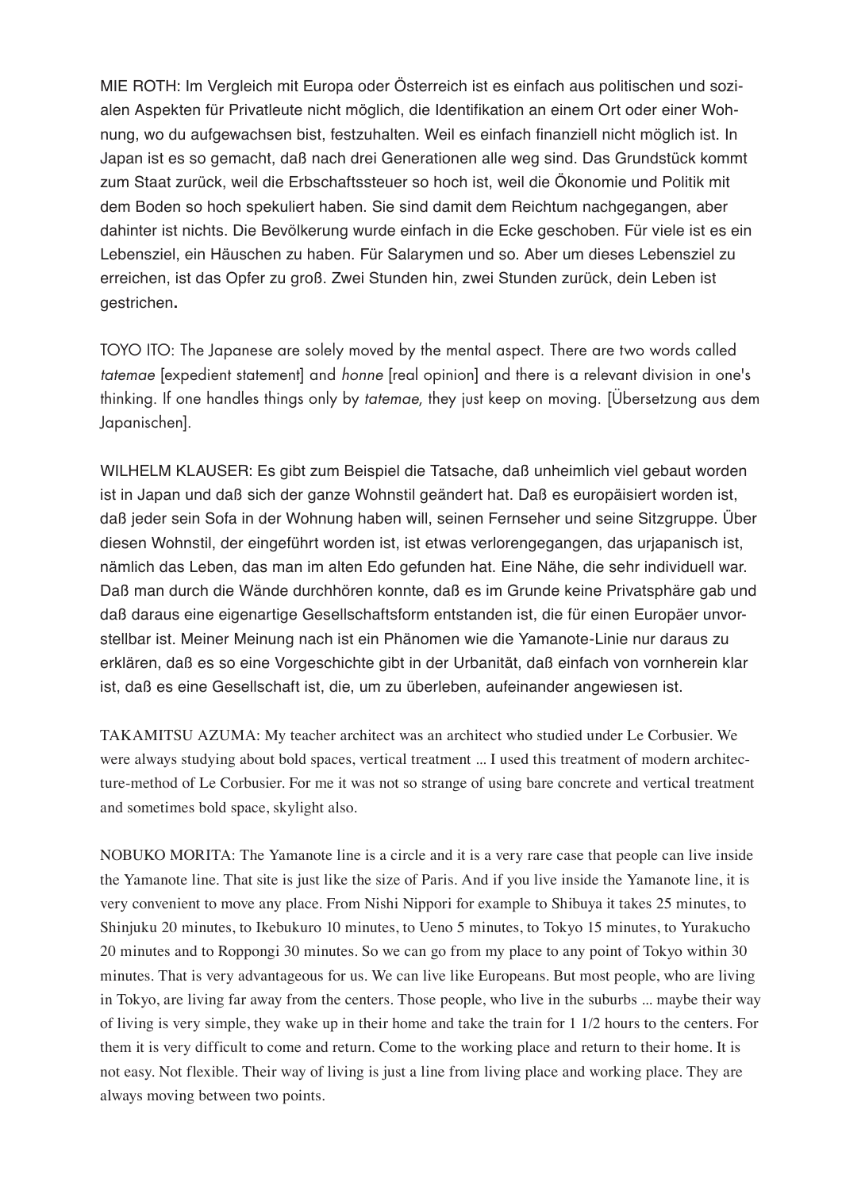MIE ROTH: Im Vergleich mit Europa oder Österreich ist es einfach aus politischen und sozialen Aspekten für Privatleute nicht möglich, die Identifikation an einem Ort oder einer Wohnung, wo du aufgewachsen bist, festzuhalten. Weil es einfach finanziell nicht möglich ist. In Japan ist es so gemacht, daß nach drei Generationen alle weg sind. Das Grundstück kommt zum Staat zurück, weil die Erbschaftssteuer so hoch ist, weil die Ökonomie und Politik mit dem Boden so hoch spekuliert haben. Sie sind damit dem Reichtum nachgegangen, aber dahinter ist nichts. Die Bevölkerung wurde einfach in die Ecke geschoben. Für viele ist es ein Lebensziel, ein Häuschen zu haben. Für Salarymen und so. Aber um dieses Lebensziel zu erreichen, ist das Opfer zu groß. Zwei Stunden hin, zwei Stunden zurück, dein Leben ist gestrichen**.**

TOYO ITO: The Japanese are solely moved by the mental aspect. There are two words called *tatemae* [expedient statement] and *honne* [real opinion] and there is a relevant division in one's thinking. If one handles things only by *tatemae,* they just keep on moving. [Übersetzung aus dem Japanischen].

WILHELM KLAUSER: Es gibt zum Beispiel die Tatsache, daß unheimlich viel gebaut worden ist in Japan und daß sich der ganze Wohnstil geändert hat. Daß es europäisiert worden ist, daß jeder sein Sofa in der Wohnung haben will, seinen Fernseher und seine Sitzgruppe. Über diesen Wohnstil, der eingeführt worden ist, ist etwas verlorengegangen, das urjapanisch ist, nämlich das Leben, das man im alten Edo gefunden hat. Eine Nähe, die sehr individuell war. Daß man durch die Wände durchhören konnte, daß es im Grunde keine Privatsphäre gab und daß daraus eine eigenartige Gesellschaftsform entstanden ist, die für einen Europäer unvorstellbar ist. Meiner Meinung nach ist ein Phänomen wie die Yamanote-Linie nur daraus zu erklären, daß es so eine Vorgeschichte gibt in der Urbanität, daß einfach von vornherein klar ist, daß es eine Gesellschaft ist, die, um zu überleben, aufeinander angewiesen ist.

TAKAMITSU AZUMA: My teacher architect was an architect who studied under Le Corbusier. We were always studying about bold spaces, vertical treatment ... I used this treatment of modern architecture-method of Le Corbusier. For me it was not so strange of using bare concrete and vertical treatment and sometimes bold space, skylight also.

NOBUKO MORITA: The Yamanote line is a circle and it is a very rare case that people can live inside the Yamanote line. That site is just like the size of Paris. And if you live inside the Yamanote line, it is very convenient to move any place. From Nishi Nippori for example to Shibuya it takes 25 minutes, to Shinjuku 20 minutes, to Ikebukuro 10 minutes, to Ueno 5 minutes, to Tokyo 15 minutes, to Yurakucho 20 minutes and to Roppongi 30 minutes. So we can go from my place to any point of Tokyo within 30 minutes. That is very advantageous for us. We can live like Europeans. But most people, who are living in Tokyo, are living far away from the centers. Those people, who live in the suburbs ... maybe their way of living is very simple, they wake up in their home and take the train for 1 1/2 hours to the centers. For them it is very difficult to come and return. Come to the working place and return to their home. It is not easy. Not flexible. Their way of living is just a line from living place and working place. They are always moving between two points.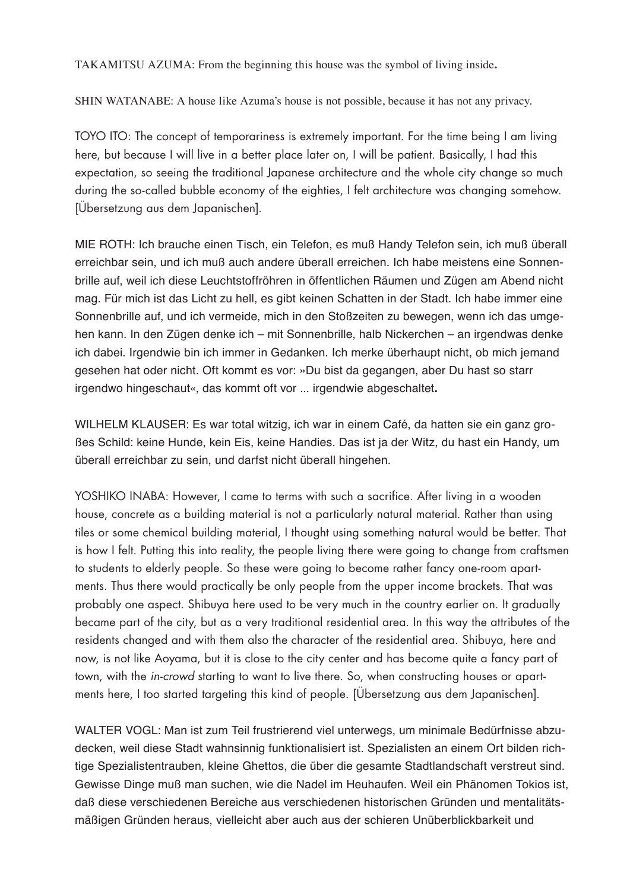TAKAMITSU AZUMA: From the beginning this house was the symbol of living inside**.**

SHIN WATANABE: A house like Azuma's house is not possible, because it has not any privacy.

TOYO ITO: The concept of temporariness is extremely important. For the time being I am living here, but because I will live in a better place later on, I will be patient. Basically, I had this expectation, so seeing the traditional Japanese architecture and the whole city change so much during the so-called bubble economy of the eighties, I felt architecture was changing somehow. [Übersetzung aus dem Japanischen].

MIE ROTH: Ich brauche einen Tisch, ein Telefon, es muß Handy Telefon sein, ich muß überall erreichbar sein, und ich muß auch andere überall erreichen. Ich habe meistens eine Sonnenbrille auf, weil ich diese Leuchtstoffröhren in öffentlichen Räumen und Zügen am Abend nicht mag. Für mich ist das Licht zu hell, es gibt keinen Schatten in der Stadt. Ich habe immer eine Sonnenbrille auf, und ich vermeide, mich in den Stoßzeiten zu bewegen, wenn ich das umgehen kann. In den Zügen denke ich – mit Sonnenbrille, halb Nickerchen – an irgendwas denke ich dabei. Irgendwie bin ich immer in Gedanken. Ich merke überhaupt nicht, ob mich jemand gesehen hat oder nicht. Oft kommt es vor: »Du bist da gegangen, aber Du hast so starr irgendwo hingeschaut«, das kommt oft vor ... irgendwie abgeschaltet**.**

WILHELM KLAUSER: Es war total witzig, ich war in einem Café, da hatten sie ein ganz großes Schild: keine Hunde, kein Eis, keine Handies. Das ist ja der Witz, du hast ein Handy, um überall erreichbar zu sein, und darfst nicht überall hingehen.

YOSHIKO INABA: However, I came to terms with such a sacrifice. After living in a wooden house, concrete as a building material is not a particularly natural material. Rather than using tiles or some chemical building material, I thought using something natural would be better. That is how I felt. Putting this into reality, the people living there were going to change from craftsmen to students to elderly people. So these were going to become rather fancy one-room apartments. Thus there would practically be only people from the upper income brackets. That was probably one aspect. Shibuya here used to be very much in the country earlier on. It gradually became part of the city, but as a very traditional residential area. In this way the attributes of the residents changed and with them also the character of the residential area. Shibuya, here and now, is not like Aoyama, but it is close to the city center and has become quite a fancy part of town, with the *in-crowd* starting to want to live there. So, when constructing houses or apartments here, I too started targeting this kind of people. [Übersetzung aus dem Japanischen].

WALTER VOGL: Man ist zum Teil frustrierend viel unterwegs, um minimale Bedürfnisse abzudecken, weil diese Stadt wahnsinnig funktionalisiert ist. Spezialisten an einem Ort bilden richtige Spezialistentrauben, kleine Ghettos, die über die gesamte Stadtlandschaft verstreut sind. Gewisse Dinge muß man suchen, wie die Nadel im Heuhaufen. Weil ein Phänomen Tokios ist, daß diese verschiedenen Bereiche aus verschiedenen historischen Gründen und mentalitätsmäßigen Gründen heraus, vielleicht aber auch aus der schieren Unüberblickbarkeit und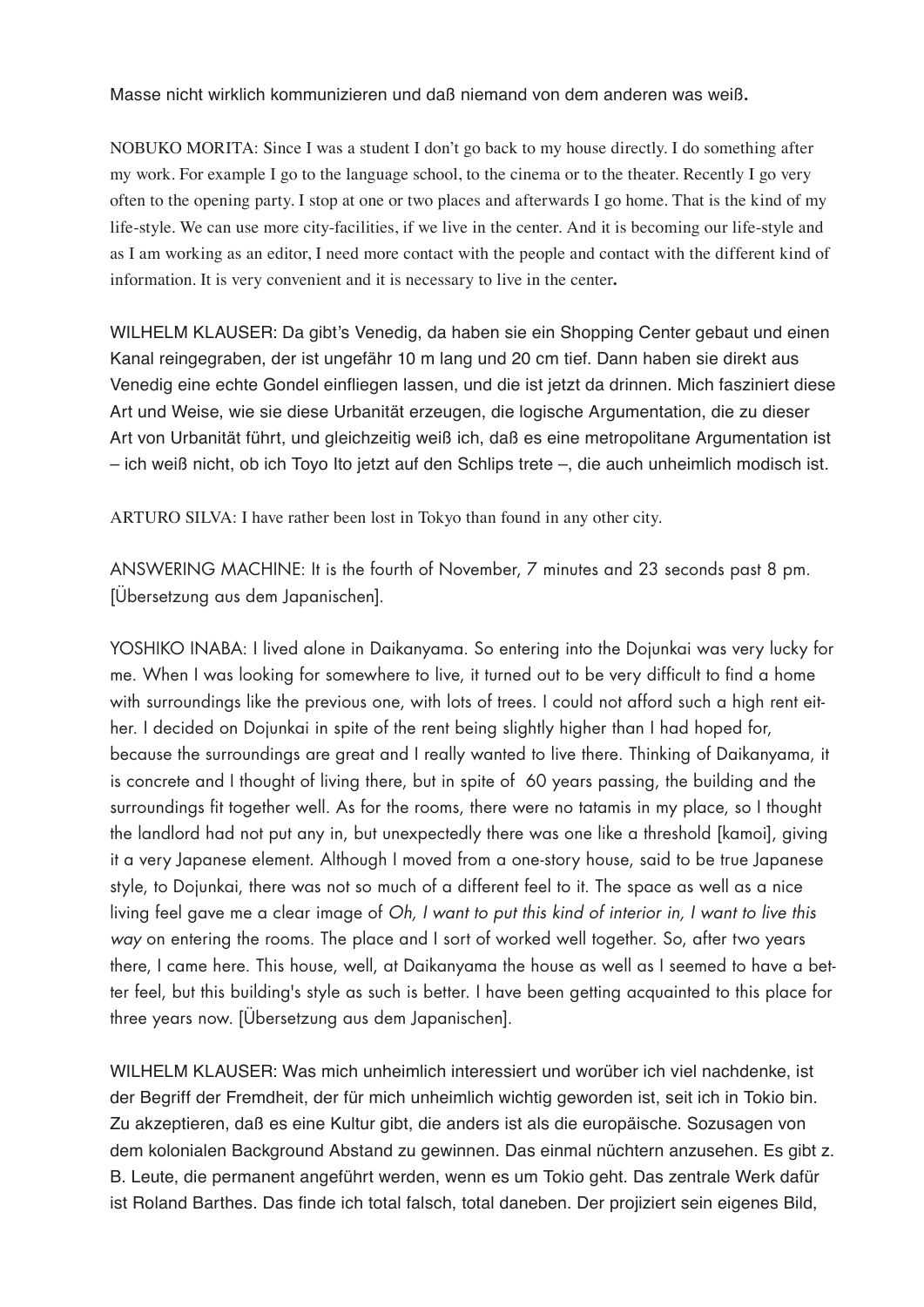Masse nicht wirklich kommunizieren und daß niemand von dem anderen was weiß.

NOBUKO MORITA: Since I was a student I don't go back to my house directly. I do something after my work. For example I go to the language school, to the cinema or to the theater. Recently I go very often to the opening party. I stop at one or two places and afterwards I go home. That is the kind of my life-style. We can use more city-facilities, if we live in the center. And it is becoming our life-style and as I am working as an editor, I need more contact with the people and contact with the different kind of information. It is very convenient and it is necessary to live in the center.

WILHELM KLAUSER: Da gibt's Venedig, da haben sie ein Shopping Center gebaut und einen Kanal reingegraben, der ist ungefähr 10 m lang und 20 cm tief. Dann haben sie direkt aus Venedig eine echte Gondel einfliegen lassen, und die ist jetzt da drinnen. Mich fasziniert diese Art und Weise, wie sie diese Urbanität erzeugen, die logische Argumentation, die zu dieser Art von Urbanität führt, und gleichzeitig weiß ich, daß es eine metropolitane Argumentation ist – ich weiß nicht, ob ich Toyo Ito jetzt auf den Schlips trete –, die auch unheimlich modisch ist.

ARTURO SILVA: I have rather been lost in Tokyo than found in any other city.

ANSWERING MACHINE: It is the fourth of November, 7 minutes and 23 seconds past 8 pm. [Übersetzung aus dem Japanischen].

YOSHIKO INABA: I lived alone in Daikanyama. So entering into the Dojunkai was very lucky for me. When I was looking for somewhere to live, it turned out to be very difficult to find a home with surroundings like the previous one, with lots of trees. I could not afford such a high rent either. I decided on Dojunkai in spite of the rent being slightly higher than I had hoped for, because the surroundings are great and I really wanted to live there. Thinking of Daikanyama, it is concrete and I thought of living there, but in spite of 60 years passing, the building and the surroundings fit together well. As for the rooms, there were no tatamis in my place, so I thought the landlord had not put any in, but unexpectedly there was one like a threshold [kamoi], giving it a very Japanese element. Although I moved from a one-story house, said to be true Japanese style, to Dojunkai, there was not so much of a different feel to it. The space as well as a nice living feel gave me a clear image of *Oh, I want to put this kind of interior in, I want to live this way* on entering the rooms. The place and I sort of worked well together. So, after two years there, I came here. This house, well, at Daikanyama the house as well as I seemed to have a better feel, but this building's style as such is better. I have been getting acquainted to this place for three years now. [Übersetzung aus dem Japanischen].

WILHELM KLAUSER: Was mich unheimlich interessiert und worüber ich viel nachdenke, ist der Begriff der Fremdheit, der für mich unheimlich wichtig geworden ist, seit ich in Tokio bin. Zu akzeptieren, daß es eine Kultur gibt, die anders ist als die europäische. Sozusagen von dem kolonialen Background Abstand zu gewinnen. Das einmal nüchtern anzusehen. Es gibt z. B. Leute, die permanent angeführt werden, wenn es um Tokio geht. Das zentrale Werk dafür ist Roland Barthes. Das finde ich total falsch, total daneben. Der projiziert sein eigenes Bild,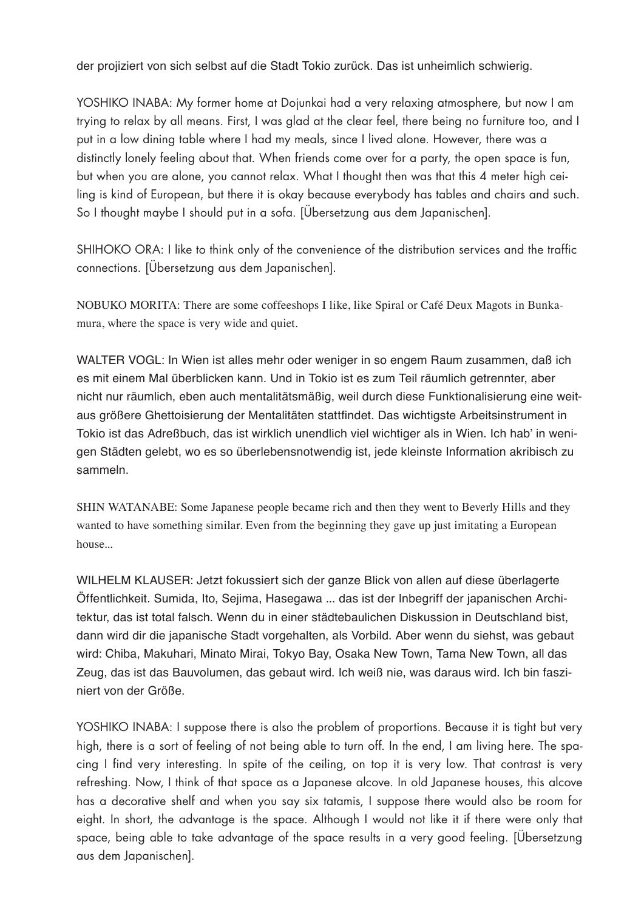der projiziert von sich selbst auf die Stadt Tokio zurück. Das ist unheimlich schwierig.

YOSHIKO INABA: My former home at Dojunkai had a very relaxing atmosphere, but now I am trying to relax by all means. First, I was glad at the clear feel, there being no furniture too, and I put in a low dining table where I had my meals, since I lived alone. However, there was a distinctly lonely feeling about that. When friends come over for a party, the open space is fun, but when you are alone, you cannot relax. What I thought then was that this 4 meter high ceiling is kind of European, but there it is okay because everybody has tables and chairs and such. So I thought maybe I should put in a sofa. [Übersetzung aus dem Japanischen].

SHIHOKO ORA: I like to think only of the convenience of the distribution services and the traffic connections. [Übersetzung aus dem Japanischen].

NOBUKO MORITA: There are some coffeeshops I like, like Spiral or Café Deux Magots in Bunkamura, where the space is very wide and quiet.

WALTER VOGL: In Wien ist alles mehr oder weniger in so engem Raum zusammen, daß ich es mit einem Mal überblicken kann. Und in Tokio ist es zum Teil räumlich getrennter, aber nicht nur räumlich, eben auch mentalitätsmäßig, weil durch diese Funktionalisierung eine weitaus größere Ghettoisierung der Mentalitäten stattfindet. Das wichtigste Arbeitsinstrument in Tokio ist das Adreßbuch, das ist wirklich unendlich viel wichtiger als in Wien. Ich hab' in wenigen Städten gelebt, wo es so überlebensnotwendig ist, jede kleinste Information akribisch zu sammeln.

SHIN WATANABE: Some Japanese people became rich and then they went to Beverly Hills and they wanted to have something similar. Even from the beginning they gave up just imitating a European house...

WILHELM KLAUSER: Jetzt fokussiert sich der ganze Blick von allen auf diese überlagerte Öffentlichkeit. Sumida, Ito, Sejima, Hasegawa ... das ist der Inbegriff der japanischen Architektur, das ist total falsch. Wenn du in einer städtebaulichen Diskussion in Deutschland bist, dann wird dir die japanische Stadt vorgehalten, als Vorbild. Aber wenn du siehst, was gebaut wird: Chiba, Makuhari, Minato Mirai, Tokyo Bay, Osaka New Town, Tama New Town, all das Zeug, das ist das Bauvolumen, das gebaut wird. Ich weiß nie, was daraus wird. Ich bin fasziniert von der Größe.

YOSHIKO INABA: I suppose there is also the problem of proportions. Because it is tight but very high, there is a sort of feeling of not being able to turn off. In the end, I am living here. The spacing I find very interesting. In spite of the ceiling, on top it is very low. That contrast is very refreshing. Now, I think of that space as a Japanese alcove. In old Japanese houses, this alcove has a decorative shelf and when you say six tatamis, I suppose there would also be room for eight. In short, the advantage is the space. Although I would not like it if there were only that space, being able to take advantage of the space results in a very good feeling. [Übersetzung aus dem Japanischen].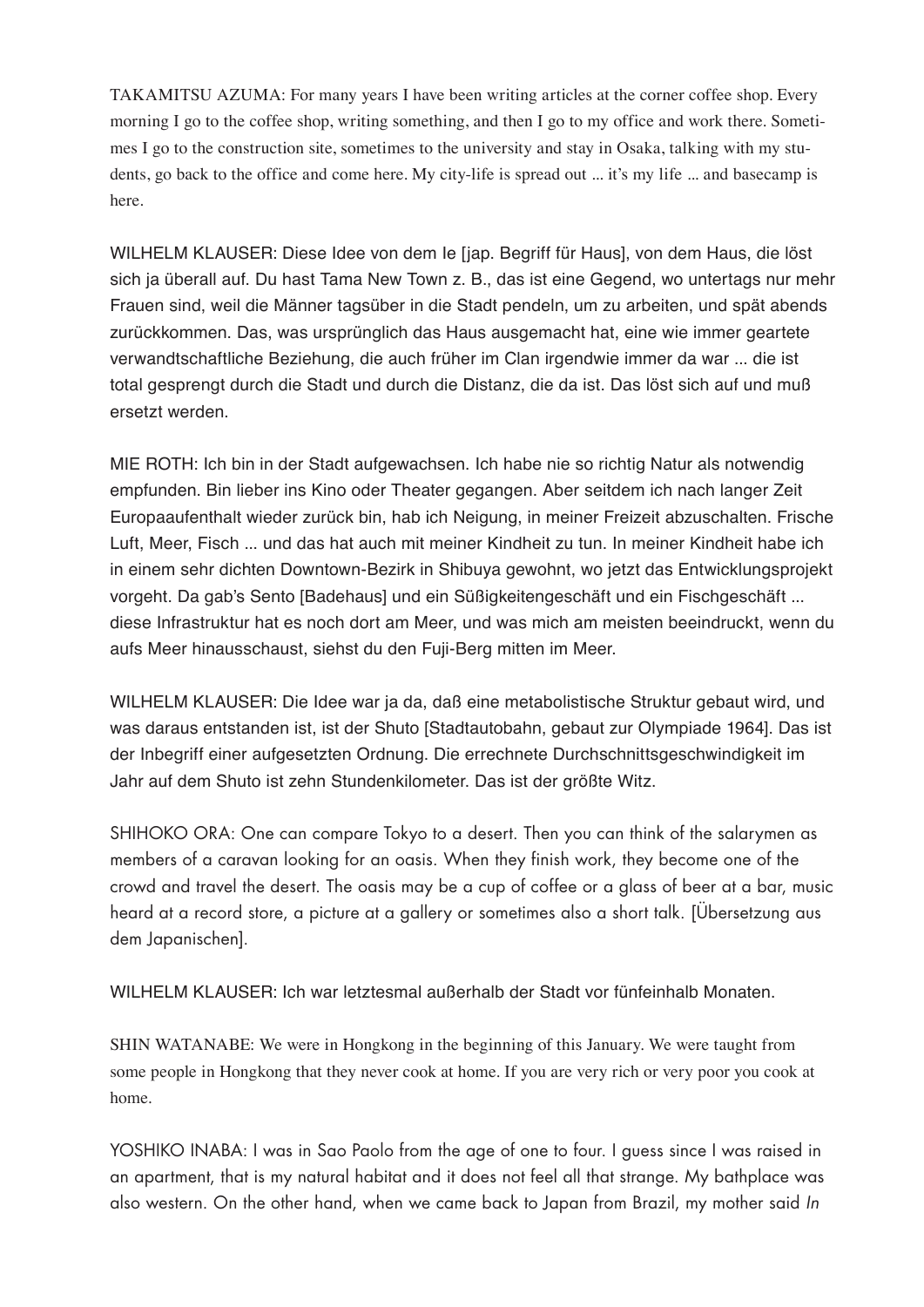TAKAMITSU AZUMA: For many years I have been writing articles at the corner coffee shop. Every morning I go to the coffee shop, writing something, and then I go to my office and work there. Sometimes I go to the construction site, sometimes to the university and stay in Osaka, talking with my students, go back to the office and come here. My city-life is spread out ... it's my life ... and basecamp is here.

WILHELM KLAUSER: Diese Idee von dem Ie [jap. Begriff für Haus], von dem Haus, die löst sich ja überall auf. Du hast Tama New Town z. B., das ist eine Gegend, wo untertags nur mehr Frauen sind, weil die Männer tagsüber in die Stadt pendeln, um zu arbeiten, und spät abends zurückkommen. Das, was ursprünglich das Haus ausgemacht hat, eine wie immer geartete verwandtschaftliche Beziehung, die auch früher im Clan irgendwie immer da war ... die ist total gesprengt durch die Stadt und durch die Distanz, die da ist. Das löst sich auf und muß ersetzt werden.

MIE ROTH: Ich bin in der Stadt aufgewachsen. Ich habe nie so richtig Natur als notwendig empfunden. Bin lieber ins Kino oder Theater gegangen. Aber seitdem ich nach langer Zeit Europaaufenthalt wieder zurück bin, hab ich Neigung, in meiner Freizeit abzuschalten. Frische Luft, Meer, Fisch ... und das hat auch mit meiner Kindheit zu tun. In meiner Kindheit habe ich in einem sehr dichten Downtown-Bezirk in Shibuya gewohnt, wo jetzt das Entwicklungsprojekt vorgeht. Da gab's Sento [Badehaus] und ein Süßigkeitengeschäft und ein Fischgeschäft ... diese Infrastruktur hat es noch dort am Meer, und was mich am meisten beeindruckt, wenn du aufs Meer hinausschaust, siehst du den Fuji-Berg mitten im Meer.

WILHELM KLAUSER: Die Idee war ja da, daß eine metabolistische Struktur gebaut wird, und was daraus entstanden ist, ist der Shuto [Stadtautobahn, gebaut zur Olympiade 1964]. Das ist der Inbegriff einer aufgesetzten Ordnung. Die errechnete Durchschnittsgeschwindigkeit im Jahr auf dem Shuto ist zehn Stundenkilometer. Das ist der größte Witz.

SHIHOKO ORA: One can compare Tokyo to a desert. Then you can think of the salarymen as members of a caravan looking for an oasis. When they finish work, they become one of the crowd and travel the desert. The oasis may be a cup of coffee or a glass of beer at a bar, music heard at a record store, a picture at a gallery or sometimes also a short talk. [Übersetzung aus dem Japanischen].

WILHELM KLAUSER: Ich war letztesmal außerhalb der Stadt vor fünfeinhalb Monaten.

SHIN WATANABE: We were in Hongkong in the beginning of this January. We were taught from some people in Hongkong that they never cook at home. If you are very rich or very poor you cook at home.

YOSHIKO INABA: I was in Sao Paolo from the age of one to four. I guess since I was raised in an apartment, that is my natural habitat and it does not feel all that strange. My bathplace was also western. On the other hand, when we came back to Japan from Brazil, my mother said *In*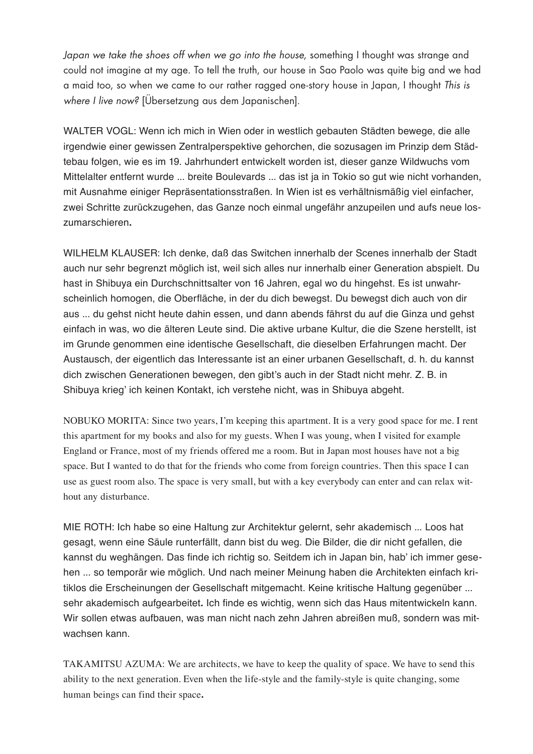*Japan we take the shoes off when we go into the house,* something I thought was strange and could not imagine at my age. To tell the truth, our house in Sao Paolo was quite big and we had a maid too, so when we came to our rather ragged one-story house in Japan, I thought *This is where I live now?* [Übersetzung aus dem Japanischen].

WALTER VOGL: Wenn ich mich in Wien oder in westlich gebauten Städten bewege, die alle irgendwie einer gewissen Zentralperspektive gehorchen, die sozusagen im Prinzip dem Städtebau folgen, wie es im 19. Jahrhundert entwickelt worden ist, dieser ganze Wildwuchs vom Mittelalter entfernt wurde ... breite Boulevards ... das ist ja in Tokio so gut wie nicht vorhanden, mit Ausnahme einiger Repräsentationsstraßen. In Wien ist es verhältnismäßig viel einfacher, zwei Schritte zurückzugehen, das Ganze noch einmal ungefähr anzupeilen und aufs neue loszumarschieren**.**

WILHELM KLAUSER: Ich denke, daß das Switchen innerhalb der Scenes innerhalb der Stadt auch nur sehr begrenzt möglich ist, weil sich alles nur innerhalb einer Generation abspielt. Du hast in Shibuya ein Durchschnittsalter von 16 Jahren, egal wo du hingehst. Es ist unwahrscheinlich homogen, die Oberfläche, in der du dich bewegst. Du bewegst dich auch von dir aus ... du gehst nicht heute dahin essen, und dann abends fährst du auf die Ginza und gehst einfach in was, wo die älteren Leute sind. Die aktive urbane Kultur, die die Szene herstellt, ist im Grunde genommen eine identische Gesellschaft, die dieselben Erfahrungen macht. Der Austausch, der eigentlich das Interessante ist an einer urbanen Gesellschaft, d. h. du kannst dich zwischen Generationen bewegen, den gibt's auch in der Stadt nicht mehr. Z. B. in Shibuya krieg' ich keinen Kontakt, ich verstehe nicht, was in Shibuya abgeht.

NOBUKO MORITA: Since two years, I'm keeping this apartment. It is a very good space for me. I rent this apartment for my books and also for my guests. When I was young, when I visited for example England or France, most of my friends offered me a room. But in Japan most houses have not a big space. But I wanted to do that for the friends who come from foreign countries. Then this space I can use as guest room also. The space is very small, but with a key everybody can enter and can relax without any disturbance.

MIE ROTH: Ich habe so eine Haltung zur Architektur gelernt, sehr akademisch ... Loos hat gesagt, wenn eine Säule runterfällt, dann bist du weg. Die Bilder, die dir nicht gefallen, die kannst du weghängen. Das finde ich richtig so. Seitdem ich in Japan bin, hab' ich immer gesehen ... so temporär wie möglich. Und nach meiner Meinung haben die Architekten einfach kritiklos die Erscheinungen der Gesellschaft mitgemacht. Keine kritische Haltung gegenüber ... sehr akademisch aufgearbeitet**.** Ich finde es wichtig, wenn sich das Haus mitentwickeln kann. Wir sollen etwas aufbauen, was man nicht nach zehn Jahren abreißen muß, sondern was mitwachsen kann.

TAKAMITSU AZUMA: We are architects, we have to keep the quality of space. We have to send this ability to the next generation. Even when the life-style and the family-style is quite changing, some human beings can find their space**.**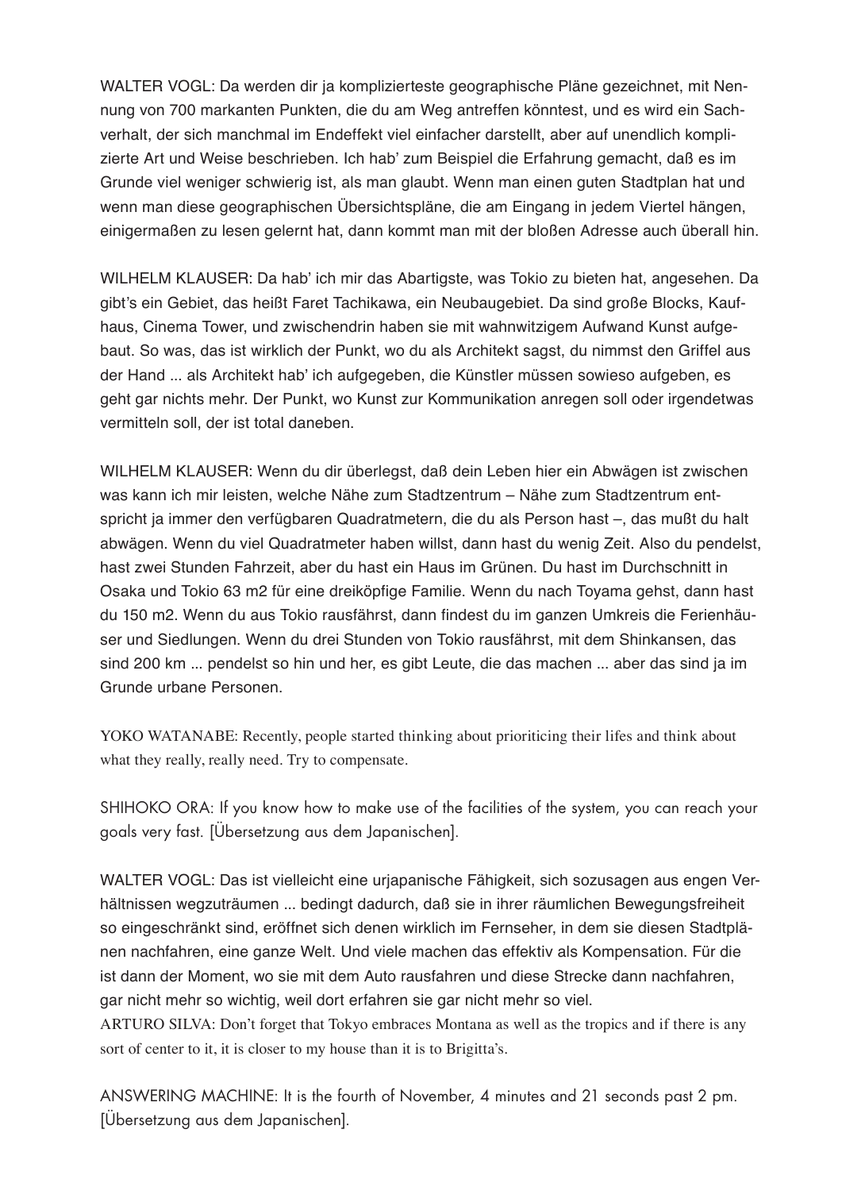WALTER VOGL: Da werden dir ja komplizierteste geographische Pläne gezeichnet, mit Nennung von 700 markanten Punkten, die du am Weg antreffen könntest, und es wird ein Sachverhalt, der sich manchmal im Endeffekt viel einfacher darstellt, aber auf unendlich komplizierte Art und Weise beschrieben. Ich hab' zum Beispiel die Erfahrung gemacht, daß es im Grunde viel weniger schwierig ist, als man glaubt. Wenn man einen guten Stadtplan hat und wenn man diese geographischen Übersichtspläne, die am Eingang in jedem Viertel hängen, einigermaßen zu lesen gelernt hat, dann kommt man mit der bloßen Adresse auch überall hin.

WILHELM KLAUSER: Da hab' ich mir das Abartigste, was Tokio zu bieten hat, angesehen. Da gibt's ein Gebiet, das heißt Faret Tachikawa, ein Neubaugebiet. Da sind große Blocks, Kaufhaus, Cinema Tower, und zwischendrin haben sie mit wahnwitzigem Aufwand Kunst aufgebaut. So was, das ist wirklich der Punkt, wo du als Architekt sagst, du nimmst den Griffel aus der Hand ... als Architekt hab' ich aufgegeben, die Künstler müssen sowieso aufgeben, es geht gar nichts mehr. Der Punkt, wo Kunst zur Kommunikation anregen soll oder irgendetwas vermitteln soll, der ist total daneben.

WILHELM KLAUSER: Wenn du dir überlegst, daß dein Leben hier ein Abwägen ist zwischen was kann ich mir leisten, welche Nähe zum Stadtzentrum – Nähe zum Stadtzentrum entspricht ja immer den verfügbaren Quadratmetern, die du als Person hast –, das mußt du halt abwägen. Wenn du viel Quadratmeter haben willst, dann hast du wenig Zeit. Also du pendelst, hast zwei Stunden Fahrzeit, aber du hast ein Haus im Grünen. Du hast im Durchschnitt in Osaka und Tokio 63 m2 für eine dreiköpfige Familie. Wenn du nach Toyama gehst, dann hast du 150 m2. Wenn du aus Tokio rausfährst, dann findest du im ganzen Umkreis die Ferienhäuser und Siedlungen. Wenn du drei Stunden von Tokio rausfährst, mit dem Shinkansen, das sind 200 km ... pendelst so hin und her, es gibt Leute, die das machen ... aber das sind ja im Grunde urbane Personen.

YOKO WATANABE: Recently, people started thinking about prioriticing their lifes and think about what they really, really need. Try to compensate.

SHIHOKO ORA: If you know how to make use of the facilities of the system, you can reach your goals very fast. [Übersetzung aus dem Japanischen].

WALTER VOGL: Das ist vielleicht eine urjapanische Fähigkeit, sich sozusagen aus engen Verhältnissen wegzuträumen ... bedingt dadurch, daß sie in ihrer räumlichen Bewegungsfreiheit so eingeschränkt sind, eröffnet sich denen wirklich im Fernseher, in dem sie diesen Stadtplänen nachfahren, eine ganze Welt. Und viele machen das effektiv als Kompensation. Für die ist dann der Moment, wo sie mit dem Auto rausfahren und diese Strecke dann nachfahren, gar nicht mehr so wichtig, weil dort erfahren sie gar nicht mehr so viel.

ARTURO SILVA: Don't forget that Tokyo embraces Montana as well as the tropics and if there is any sort of center to it, it is closer to my house than it is to Brigitta's.

ANSWERING MACHINE: It is the fourth of November, 4 minutes and 21 seconds past 2 pm. [Übersetzung aus dem Japanischen].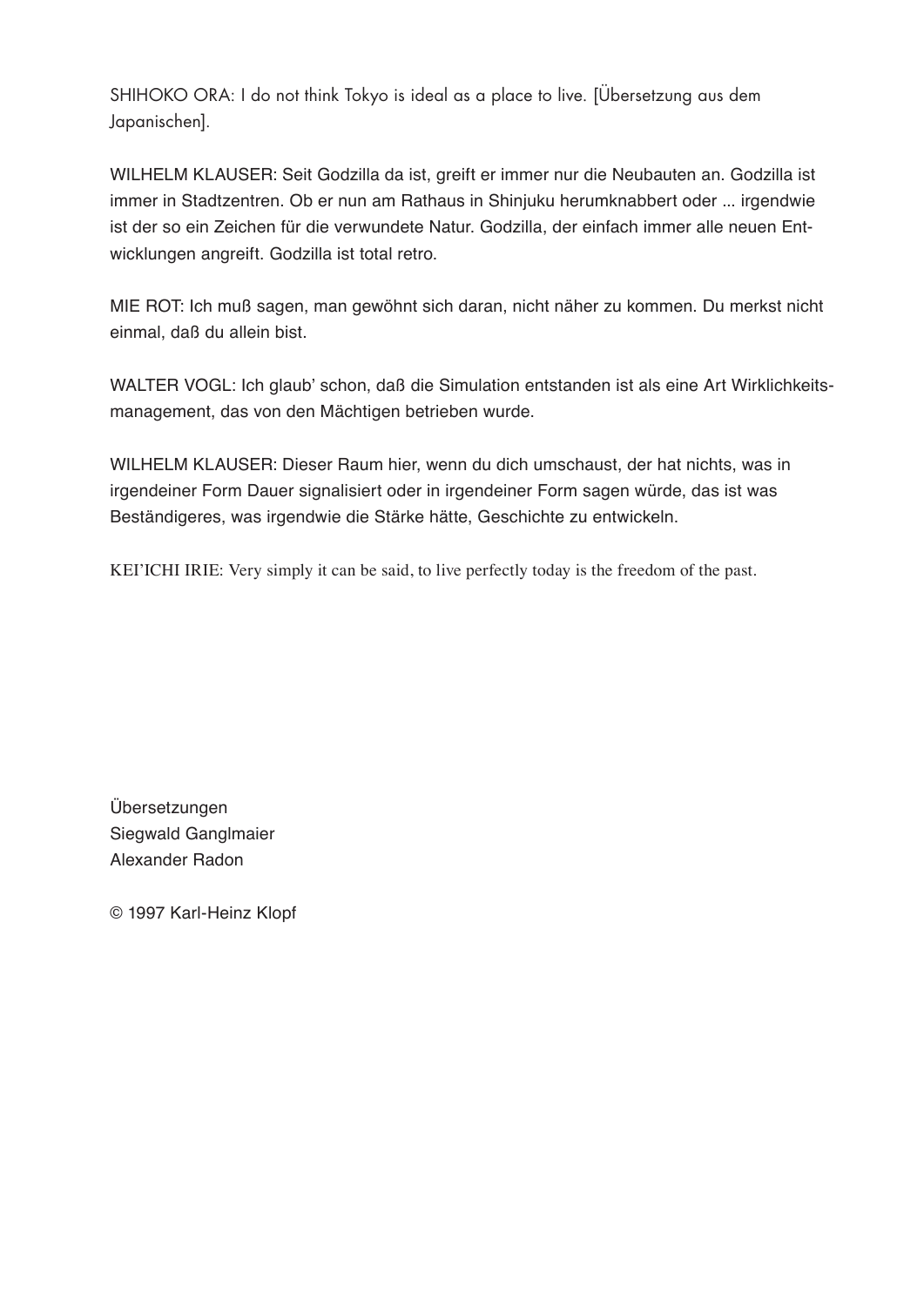SHIHOKO ORA: I do not think Tokyo is ideal as a place to live. [Übersetzung aus dem Japanischen].

WILHELM KLAUSER: Seit Godzilla da ist, greift er immer nur die Neubauten an. Godzilla ist immer in Stadtzentren. Ob er nun am Rathaus in Shinjuku herumknabbert oder ... irgendwie ist der so ein Zeichen für die verwundete Natur. Godzilla, der einfach immer alle neuen Entwicklungen angreift. Godzilla ist total retro.

MIE ROT: Ich muß sagen, man gewöhnt sich daran, nicht näher zu kommen. Du merkst nicht einmal, daß du allein bist.

WALTER VOGL: Ich glaub' schon, daß die Simulation entstanden ist als eine Art Wirklichkeitsmanagement, das von den Mächtigen betrieben wurde.

WILHELM KLAUSER: Dieser Raum hier, wenn du dich umschaust, der hat nichts, was in irgendeiner Form Dauer signalisiert oder in irgendeiner Form sagen würde, das ist was Beständigeres, was irgendwie die Stärke hätte, Geschichte zu entwickeln.

KEI'ICHI IRIE: Very simply it can be said, to live perfectly today is the freedom of the past.

Übersetzungen
Siegwald Ganglmaier
Alexander Radon

© 1997 Karl-Heinz Klopf